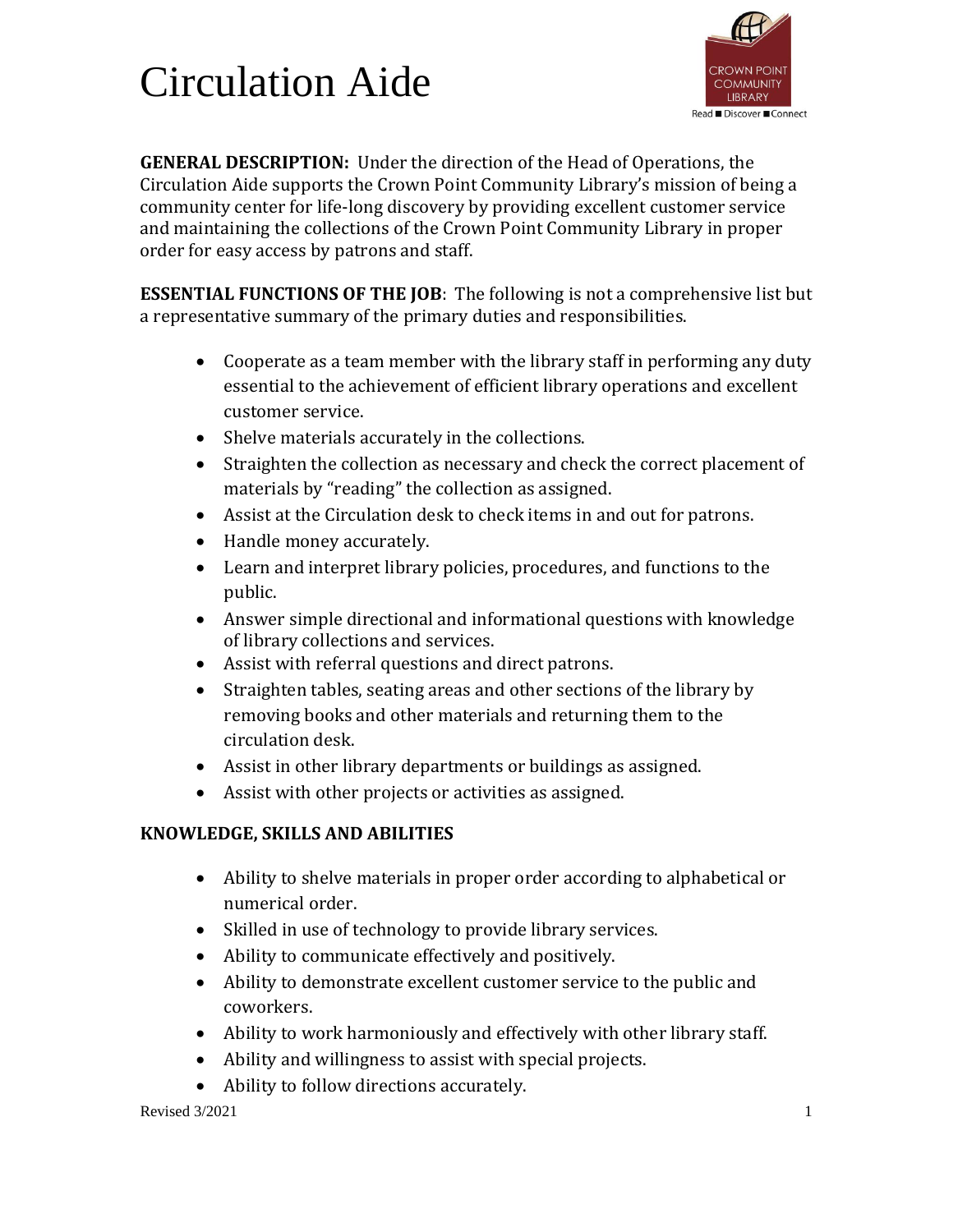# Circulation Aide

**GENERAL DESCRIPTION:** Under the direction of the Head of Operations, the Circulation Aide supports the Crown Point Community Library's mission of being a community center for life-long discovery by providing excellent customer service and maintaining the collections of the Crown Point Community Library in proper order for easy access by patrons and staff.

**ESSENTIAL FUNCTIONS OF THE JOB**: The following is not a comprehensive list but a representative summary of the primary duties and responsibilities.

- Cooperate as a team member with the library staff in performing any duty essential to the achievement of efficient library operations and excellent customer service.
- Shelve materials accurately in the collections.
- Straighten the collection as necessary and check the correct placement of materials by "reading" the collection as assigned.
- Assist at the Circulation desk to check items in and out for patrons.
- Handle money accurately.
- Learn and interpret library policies, procedures, and functions to the public.
- Answer simple directional and informational questions with knowledge of library collections and services.
- Assist with referral questions and direct patrons.
- Straighten tables, seating areas and other sections of the library by removing books and other materials and returning them to the circulation desk.
- Assist in other library departments or buildings as assigned.
- Assist with other projects or activities as assigned.

**KNOWLEDGE, SKILLS AND ABILITIES**

- Ability to shelve materials in proper order according to alphabetical or numerical order.
- Skilled in use of technology to provide library services.
- Ability to communicate effectively and positively.
- Ability to demonstrate excellent customer service to the public and coworkers.
- Ability to work harmoniously and effectively with other library staff.
- Ability and willingness to assist with special projects.
- Ability to follow directions accurately.

Revised 3/2021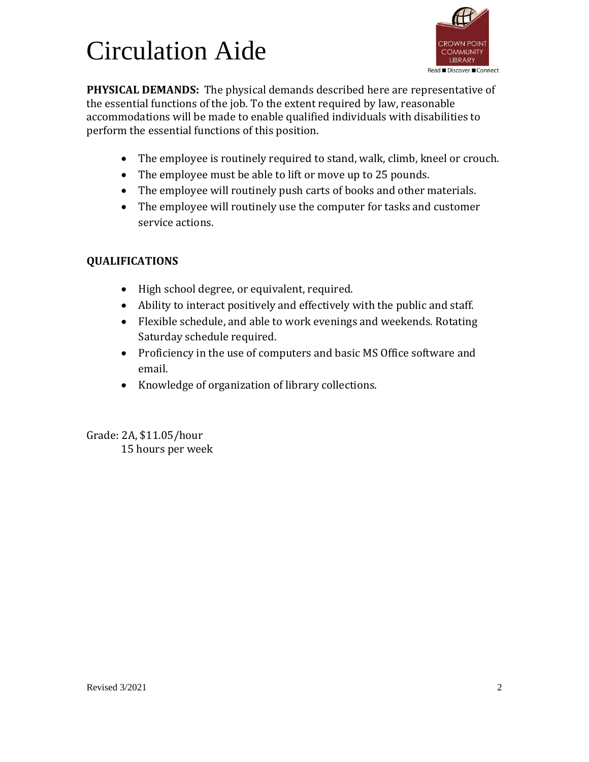# Circulation Aide

**PHYSICAL DEMANDS:** The physical demands described here are representative of the essential functions of the job. To the extent required by law, reasonable accommodations will be made to enable qualified individuals with disabilities to perform the essential functions of this position.

- The employee is routinely required to stand, walk, climb, kneel or crouch.
- The employee must be able to lift or move up to 25 pounds.
- The employee will routinely push carts of books and other materials.
- The employee will routinely use the computer for tasks and customer service actions.

**QUALIFICATIONS**

- High school degree, or equivalent, required.
- Ability to interact positively and effectively with the public and staff.
- Flexible schedule, and able to work evenings and weekends. Rotating Saturday schedule required.
- Proficiency in the use of computers and basic MS Office software and email.
- Knowledge of organization of library collections.

Grade: 2A, $11.05/hour
15 hours per week